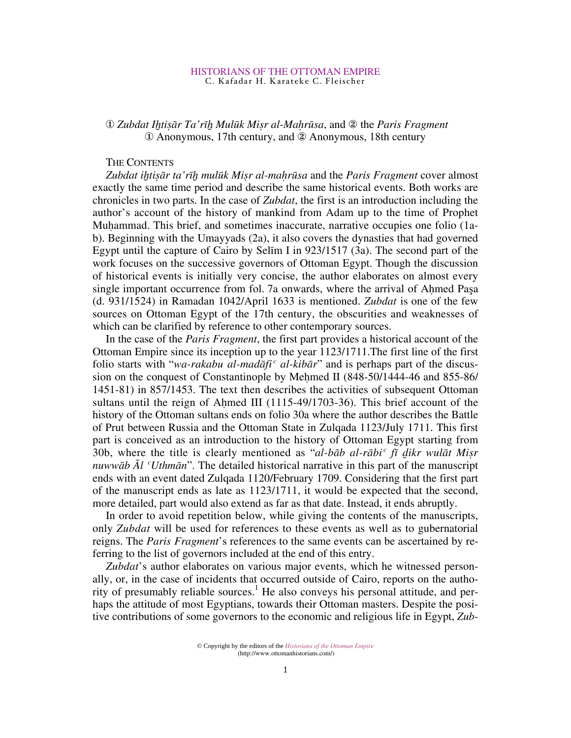HISTORIANS OF THE OTTOMAN EMPIRE
C. Kafadar H. Karateke C. Fleischer

# ① *Zubdat Iḫtiṣār Ta'rīḫ Mulūk Miṣr al-Maḥrūsa*, and ② the *Paris Fragment*

① Anonymous, 17th century, and ② Anonymous, 18th century

## THE CONTENTS

*Zubdat iḫtiṣār ta'rīḫ mulūk Miṣr al-maḥrūsa* and the *Paris Fragment* cover almost exactly the same time period and describe the same historical events. Both works are chronicles in two parts. In the case of *Zubdat*, the first is an introduction including the author's account of the history of mankind from Adam up to the time of Prophet Muḥammad. This brief, and sometimes inaccurate, narrative occupies one folio (1a-b). Beginning with the Umayyads (2a), it also covers the dynasties that had governed Egypt until the capture of Cairo by Selīm I in 923/1517 (3a). The second part of the work focuses on the successive governors of Ottoman Egypt. Though the discussion of historical events is initially very concise, the author elaborates on almost every single important occurrence from fol. 7a onwards, where the arrival of Aḥmed Paşa (d. 931/1524) in Ramadan 1042/April 1633 is mentioned. *Zubdat* is one of the few sources on Ottoman Egypt of the 17th century, the obscurities and weaknesses of which can be clarified by reference to other contemporary sources.

In the case of the *Paris Fragment*, the first part provides a historical account of the Ottoman Empire since its inception up to the year 1123/1711.The first line of the first folio starts with "*wa-rakabu al-madāfiᶜ al-kibār*" and is perhaps part of the discussion on the conquest of Constantinople by Meḥmed II (848-50/1444-46 and 855-86/ 1451-81) in 857/1453. The text then describes the activities of subsequent Ottoman sultans until the reign of Aḥmed III (1115-49/1703-36). This brief account of the history of the Ottoman sultans ends on folio 30a where the author describes the Battle of Prut between Russia and the Ottoman State in Zulqada 1123/July 1711. This first part is conceived as an introduction to the history of Ottoman Egypt starting from 30b, where the title is clearly mentioned as "*al-bāb al-rābiᶜ fī ḏikr wulāt Miṣr nuwwāb Āl ᶜUthmān*". The detailed historical narrative in this part of the manuscript ends with an event dated Zulqada 1120/February 1709. Considering that the first part of the manuscript ends as late as 1123/1711, it would be expected that the second, more detailed, part would also extend as far as that date. Instead, it ends abruptly.

In order to avoid repetition below, while giving the contents of the manuscripts, only *Zubdat* will be used for references to these events as well as to gubernatorial reigns. The *Paris Fragment*'s references to the same events can be ascertained by referring to the list of governors included at the end of this entry.

*Zubdat*'s author elaborates on various major events, which he witnessed personally, or, in the case of incidents that occurred outside of Cairo, reports on the authority of presumably reliable sources.[1] He also conveys his personal attitude, and perhaps the attitude of most Egyptians, towards their Ottoman masters. Despite the positive contributions of some governors to the economic and religious life in Egypt, *Zub-*

© Copyright by the editors of the *Historians of the Ottoman Empire*
(http://www.ottomanhistorians.com/)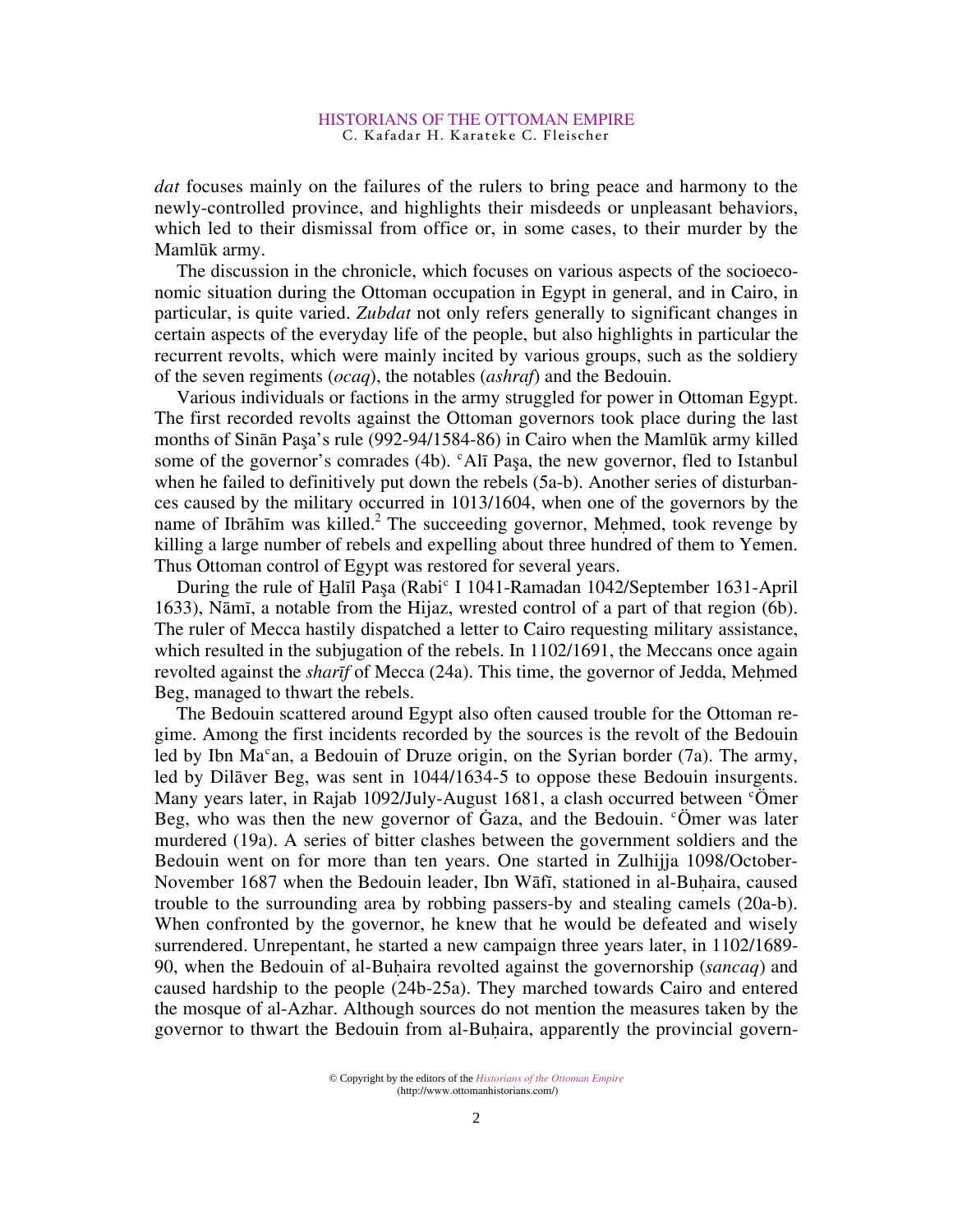*dat* focuses mainly on the failures of the rulers to bring peace and harmony to the newly-controlled province, and highlights their misdeeds or unpleasant behaviors, which led to their dismissal from office or, in some cases, to their murder by the Mamlūk army.

The discussion in the chronicle, which focuses on various aspects of the socioeconomic situation during the Ottoman occupation in Egypt in general, and in Cairo, in particular, is quite varied. *Zubdat* not only refers generally to significant changes in certain aspects of the everyday life of the people, but also highlights in particular the recurrent revolts, which were mainly incited by various groups, such as the soldiery of the seven regiments (*ocaq*), the notables (*ashraf*) and the Bedouin.

Various individuals or factions in the army struggled for power in Ottoman Egypt. The first recorded revolts against the Ottoman governors took place during the last months of Sinān Paşa's rule (992-94/1584-86) in Cairo when the Mamlūk army killed some of the governor's comrades (4b). ᶜAlī Paşa, the new governor, fled to Istanbul when he failed to definitively put down the rebels (5a-b). Another series of disturbances caused by the military occurred in 1013/1604, when one of the governors by the name of Ibrāhīm was killed.[2] The succeeding governor, Meḥmed, took revenge by killing a large number of rebels and expelling about three hundred of them to Yemen. Thus Ottoman control of Egypt was restored for several years.

During the rule of Ḫalīl Paşa (Rabiᶜ I 1041-Ramadan 1042/September 1631-April 1633), Nāmī, a notable from the Hijaz, wrested control of a part of that region (6b). The ruler of Mecca hastily dispatched a letter to Cairo requesting military assistance, which resulted in the subjugation of the rebels. In 1102/1691, the Meccans once again revolted against the *sharīf* of Mecca (24a). This time, the governor of Jedda, Meḥmed Beg, managed to thwart the rebels.

The Bedouin scattered around Egypt also often caused trouble for the Ottoman regime. Among the first incidents recorded by the sources is the revolt of the Bedouin led by Ibn Maᶜan, a Bedouin of Druze origin, on the Syrian border (7a). The army, led by Dilāver Beg, was sent in 1044/1634-5 to oppose these Bedouin insurgents. Many years later, in Rajab 1092/July-August 1681, a clash occurred between ᶜÖmer Beg, who was then the new governor of Ġaza, and the Bedouin. ᶜÖmer was later murdered (19a). A series of bitter clashes between the government soldiers and the Bedouin went on for more than ten years. One started in Zulhijja 1098/October-November 1687 when the Bedouin leader, Ibn Wāfī, stationed in al-Buḥaira, caused trouble to the surrounding area by robbing passers-by and stealing camels (20a-b). When confronted by the governor, he knew that he would be defeated and wisely surrendered. Unrepentant, he started a new campaign three years later, in 1102/1689-90, when the Bedouin of al-Buḥaira revolted against the governorship (*sancaq*) and caused hardship to the people (24b-25a). They marched towards Cairo and entered the mosque of al-Azhar. Although sources do not mention the measures taken by the governor to thwart the Bedouin from al-Buḥaira, apparently the provincial govern-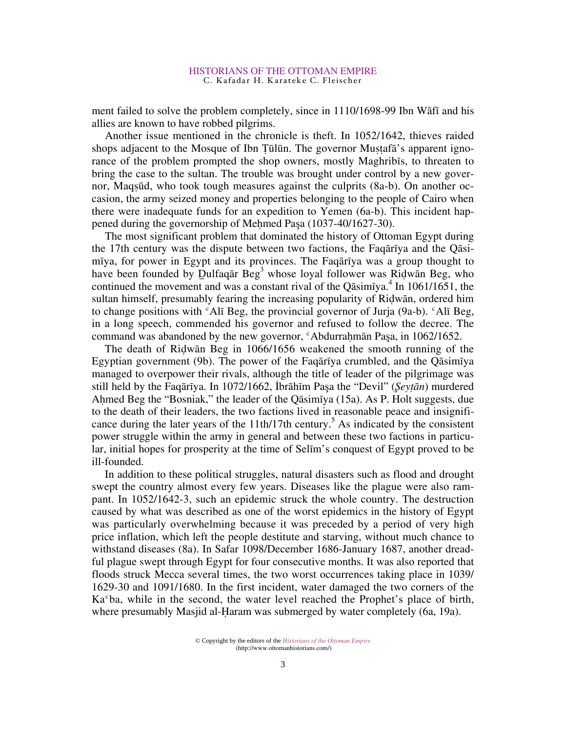ment failed to solve the problem completely, since in 1110/1698-99 Ibn Wāfī and his allies are known to have robbed pilgrims.

Another issue mentioned in the chronicle is theft. In 1052/1642, thieves raided shops adjacent to the Mosque of Ibn Ṭūlūn. The governor Muṣṭafā's apparent ignorance of the problem prompted the shop owners, mostly Maghribīs, to threaten to bring the case to the sultan. The trouble was brought under control by a new governor, Maqṣūd, who took tough measures against the culprits (8a-b). On another occasion, the army seized money and properties belonging to the people of Cairo when there were inadequate funds for an expedition to Yemen (6a-b). This incident happened during the governorship of Meḥmed Paşa (1037-40/1627-30).

The most significant problem that dominated the history of Ottoman Egypt during the 17th century was the dispute between two factions, the Faqārīya and the Qāsimīya, for power in Egypt and its provinces. The Faqārīya was a group thought to have been founded by Ḏulfaqār Beg[3] whose loyal follower was Riḍwān Beg, who continued the movement and was a constant rival of the Qāsimīya.[4] In 1061/1651, the sultan himself, presumably fearing the increasing popularity of Riḍwān, ordered him to change positions with ʿAlī Beg, the provincial governor of Jurja (9a-b). ʿAlī Beg, in a long speech, commended his governor and refused to follow the decree. The command was abandoned by the new governor, ʿAbdurraḥmān Paşa, in 1062/1652.

The death of Riḍwān Beg in 1066/1656 weakened the smooth running of the Egyptian government (9b). The power of the Faqārīya crumbled, and the Qāsimīya managed to overpower their rivals, although the title of leader of the pilgrimage was still held by the Faqārīya. In 1072/1662, İbrāhīm Paşa the "Devil" (*Şeyṭān*) murdered Aḥmed Beg the "Bosniak," the leader of the Qāsimīya (15a). As P. Holt suggests, due to the death of their leaders, the two factions lived in reasonable peace and insignificance during the later years of the 11th/17th century.[5] As indicated by the consistent power struggle within the army in general and between these two factions in particular, initial hopes for prosperity at the time of Selīm's conquest of Egypt proved to be ill-founded.

In addition to these political struggles, natural disasters such as flood and drought swept the country almost every few years. Diseases like the plague were also rampant. In 1052/1642-3, such an epidemic struck the whole country. The destruction caused by what was described as one of the worst epidemics in the history of Egypt was particularly overwhelming because it was preceded by a period of very high price inflation, which left the people destitute and starving, without much chance to withstand diseases (8a). In Safar 1098/December 1686-January 1687, another dreadful plague swept through Egypt for four consecutive months. It was also reported that floods struck Mecca several times, the two worst occurrences taking place in 1039/1629-30 and 1091/1680. In the first incident, water damaged the two corners of the Kaʿba, while in the second, the water level reached the Prophet's place of birth, where presumably Masjid al-Ḥaram was submerged by water completely (6a, 19a).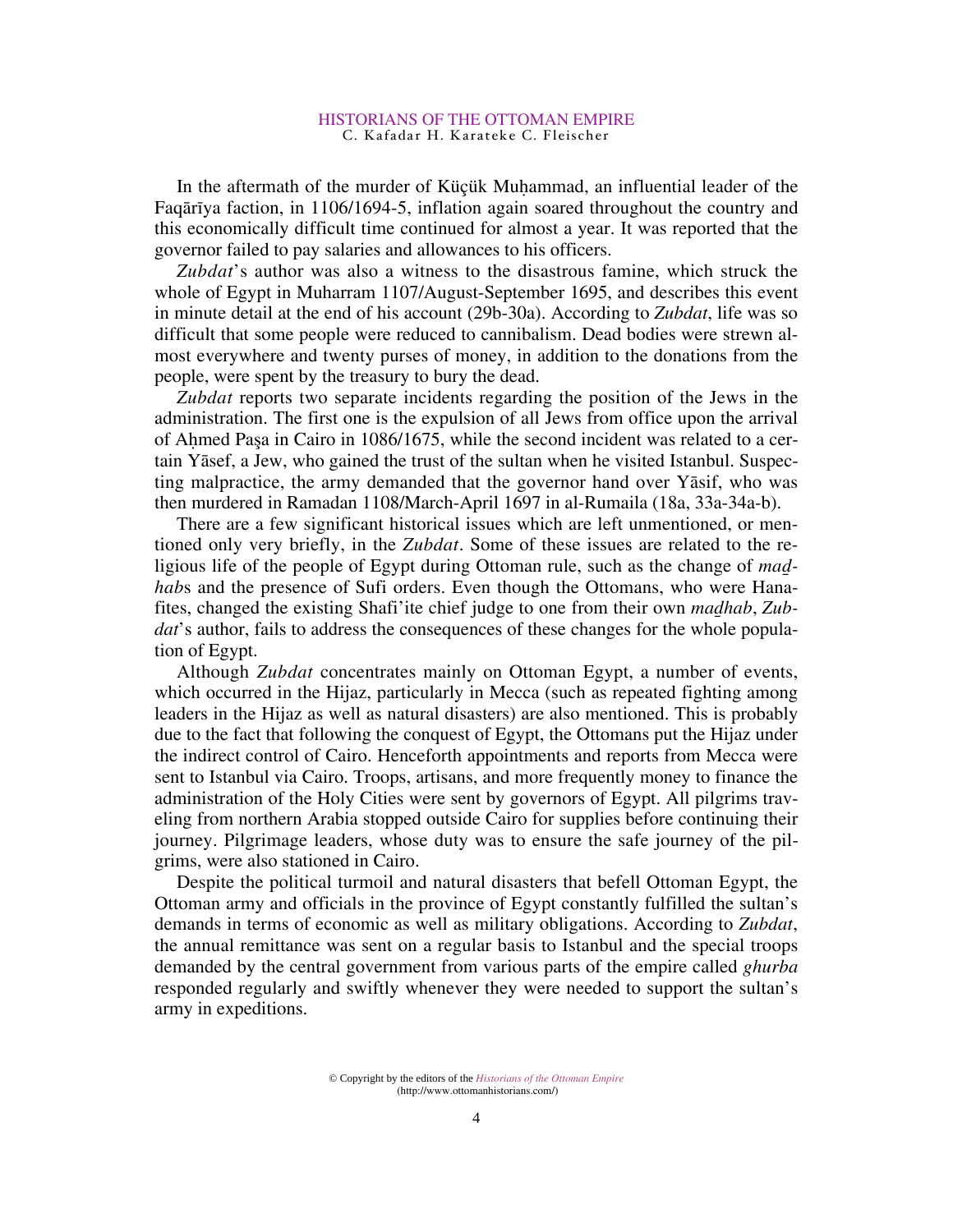In the aftermath of the murder of Küçük Muḥammad, an influential leader of the Faqārīya faction, in 1106/1694-5, inflation again soared throughout the country and this economically difficult time continued for almost a year. It was reported that the governor failed to pay salaries and allowances to his officers.

*Zubdat*'s author was also a witness to the disastrous famine, which struck the whole of Egypt in Muharram 1107/August-September 1695, and describes this event in minute detail at the end of his account (29b-30a). According to *Zubdat*, life was so difficult that some people were reduced to cannibalism. Dead bodies were strewn almost everywhere and twenty purses of money, in addition to the donations from the people, were spent by the treasury to bury the dead.

*Zubdat* reports two separate incidents regarding the position of the Jews in the administration. The first one is the expulsion of all Jews from office upon the arrival of Aḥmed Paşa in Cairo in 1086/1675, while the second incident was related to a certain Yāsef, a Jew, who gained the trust of the sultan when he visited Istanbul. Suspecting malpractice, the army demanded that the governor hand over Yāsif, who was then murdered in Ramadan 1108/March-April 1697 in al-Rumaila (18a, 33a-34a-b).

There are a few significant historical issues which are left unmentioned, or mentioned only very briefly, in the *Zubdat*. Some of these issues are related to the religious life of the people of Egypt during Ottoman rule, such as the change of *maḏhab*s and the presence of Sufi orders. Even though the Ottomans, who were Hanafites, changed the existing Shafi'ite chief judge to one from their own *maḏhab*, *Zubdat*'s author, fails to address the consequences of these changes for the whole population of Egypt.

Although *Zubdat* concentrates mainly on Ottoman Egypt, a number of events, which occurred in the Hijaz, particularly in Mecca (such as repeated fighting among leaders in the Hijaz as well as natural disasters) are also mentioned. This is probably due to the fact that following the conquest of Egypt, the Ottomans put the Hijaz under the indirect control of Cairo. Henceforth appointments and reports from Mecca were sent to Istanbul via Cairo. Troops, artisans, and more frequently money to finance the administration of the Holy Cities were sent by governors of Egypt. All pilgrims traveling from northern Arabia stopped outside Cairo for supplies before continuing their journey. Pilgrimage leaders, whose duty was to ensure the safe journey of the pilgrims, were also stationed in Cairo.

Despite the political turmoil and natural disasters that befell Ottoman Egypt, the Ottoman army and officials in the province of Egypt constantly fulfilled the sultan's demands in terms of economic as well as military obligations. According to *Zubdat*, the annual remittance was sent on a regular basis to Istanbul and the special troops demanded by the central government from various parts of the empire called *ghurba* responded regularly and swiftly whenever they were needed to support the sultan's army in expeditions.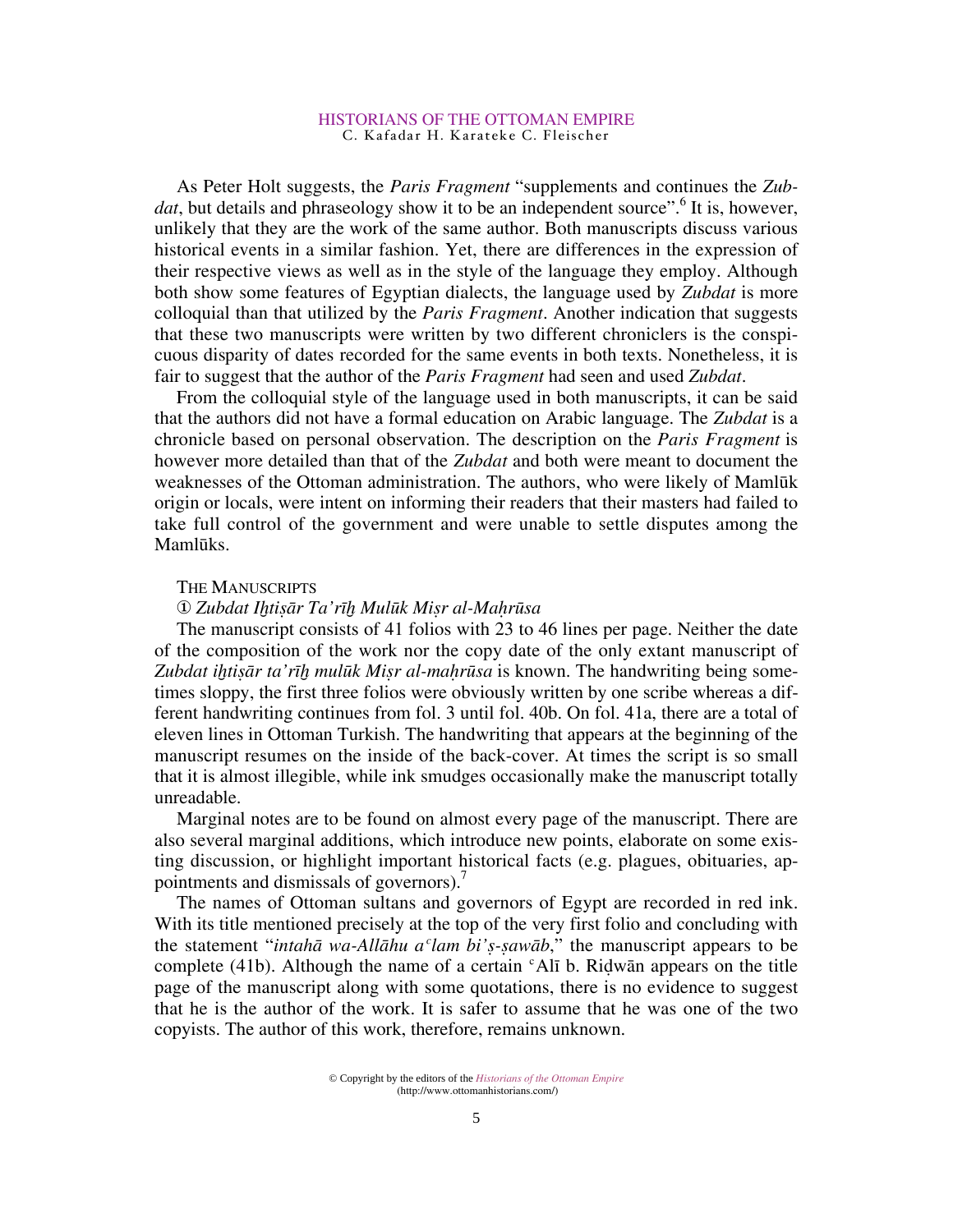As Peter Holt suggests, the *Paris Fragment* "supplements and continues the *Zubdat*, but details and phraseology show it to be an independent source".[6] It is, however, unlikely that they are the work of the same author. Both manuscripts discuss various historical events in a similar fashion. Yet, there are differences in the expression of their respective views as well as in the style of the language they employ. Although both show some features of Egyptian dialects, the language used by *Zubdat* is more colloquial than that utilized by the *Paris Fragment*. Another indication that suggests that these two manuscripts were written by two different chroniclers is the conspicuous disparity of dates recorded for the same events in both texts. Nonetheless, it is fair to suggest that the author of the *Paris Fragment* had seen and used *Zubdat*.

From the colloquial style of the language used in both manuscripts, it can be said that the authors did not have a formal education on Arabic language. The *Zubdat* is a chronicle based on personal observation. The description on the *Paris Fragment* is however more detailed than that of the *Zubdat* and both were meant to document the weaknesses of the Ottoman administration. The authors, who were likely of Mamlūk origin or locals, were intent on informing their readers that their masters had failed to take full control of the government and were unable to settle disputes among the Mamlūks.

### THE MANUSCRIPTS

① *Zubdat Iḫtiṣār Ta'rīḫ Mulūk Miṣr al-Maḥrūsa*

The manuscript consists of 41 folios with 23 to 46 lines per page. Neither the date of the composition of the work nor the copy date of the only extant manuscript of *Zubdat iḫtiṣār ta'rīḫ mulūk Miṣr al-maḥrūsa* is known. The handwriting being sometimes sloppy, the first three folios were obviously written by one scribe whereas a different handwriting continues from fol. 3 until fol. 40b. On fol. 41a, there are a total of eleven lines in Ottoman Turkish. The handwriting that appears at the beginning of the manuscript resumes on the inside of the back-cover. At times the script is so small that it is almost illegible, while ink smudges occasionally make the manuscript totally unreadable.

Marginal notes are to be found on almost every page of the manuscript. There are also several marginal additions, which introduce new points, elaborate on some existing discussion, or highlight important historical facts (e.g. plagues, obituaries, appointments and dismissals of governors).[7]

The names of Ottoman sultans and governors of Egypt are recorded in red ink. With its title mentioned precisely at the top of the very first folio and concluding with the statement "*intahā wa-Allāhu aᶜlam bi'ṣ-ṣawāb*," the manuscript appears to be complete (41b). Although the name of a certain ᶜAlī b. Riḍwān appears on the title page of the manuscript along with some quotations, there is no evidence to suggest that he is the author of the work. It is safer to assume that he was one of the two copyists. The author of this work, therefore, remains unknown.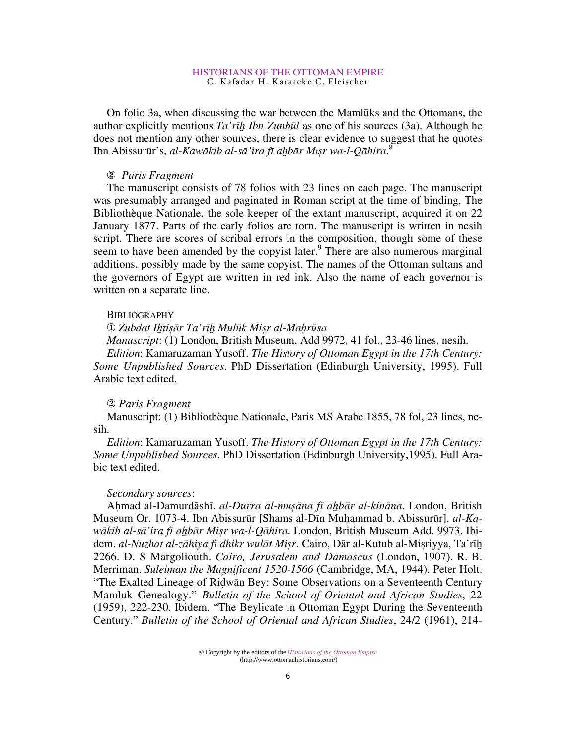On folio 3a, when discussing the war between the Mamlūks and the Ottomans, the author explicitly mentions *Ta'rīḫ Ibn Zunbūl* as one of his sources (3a). Although he does not mention any other sources, there is clear evidence to suggest that he quotes Ibn Abissurūr's, *al-Kawākib al-sā'ira fī aḫbār Miṣr wa-l-Qāhira.*[8]

② *Paris Fragment*

The manuscript consists of 78 folios with 23 lines on each page. The manuscript was presumably arranged and paginated in Roman script at the time of binding. The Bibliothèque Nationale, the sole keeper of the extant manuscript, acquired it on 22 January 1877. Parts of the early folios are torn. The manuscript is written in nesih script. There are scores of scribal errors in the composition, though some of these seem to have been amended by the copyist later.[9] There are also numerous marginal additions, possibly made by the same copyist. The names of the Ottoman sultans and the governors of Egypt are written in red ink. Also the name of each governor is written on a separate line.

BIBLIOGRAPHY

① *Zubdat Iḫtiṣār Ta'rīḫ Mulūk Miṣr al-Maḥrūsa*

*Manuscript*: (1) London, British Museum, Add 9972, 41 fol., 23-46 lines, nesih.

*Edition*: Kamaruzaman Yusoff. *The History of Ottoman Egypt in the 17th Century: Some Unpublished Sources*. PhD Dissertation (Edinburgh University, 1995). Full Arabic text edited.

② *Paris Fragment*

Manuscript: (1) Bibliothèque Nationale, Paris MS Arabe 1855, 78 fol, 23 lines, nesih.

*Edition*: Kamaruzaman Yusoff. *The History of Ottoman Egypt in the 17th Century: Some Unpublished Sources*. PhD Dissertation (Edinburgh University,1995). Full Arabic text edited.

*Secondary sources*:

Aḥmad al-Damurdāshī. *al-Durra al-muṣāna fī aḫbār al-kināna*. London, British Museum Or. 1073-4. Ibn Abissurūr [Shams al-Dīn Muḥammad b. Abissurūr]. *al-Kawākib al-sā'ira fī aḫbār Miṣr wa-l-Qāhira*. London, British Museum Add. 9973. Ibidem. *al-Nuzhat al-zāhiya fī dhikr wulāt Miṣr*. Cairo, Dār al-Kutub al-Miṣriyya, Ta'rīḫ 2266. D. S Margoliouth. *Cairo, Jerusalem and Damascus* (London, 1907). R. B. Merriman. *Suleiman the Magnificent 1520-1566* (Cambridge, MA, 1944). Peter Holt. "The Exalted Lineage of Riḍwān Bey: Some Observations on a Seventeenth Century Mamluk Genealogy." *Bulletin of the School of Oriental and African Studies*, 22 (1959), 222-230. Ibidem. "The Beylicate in Ottoman Egypt During the Seventeenth Century." *Bulletin of the School of Oriental and African Studies*, 24/2 (1961), 214-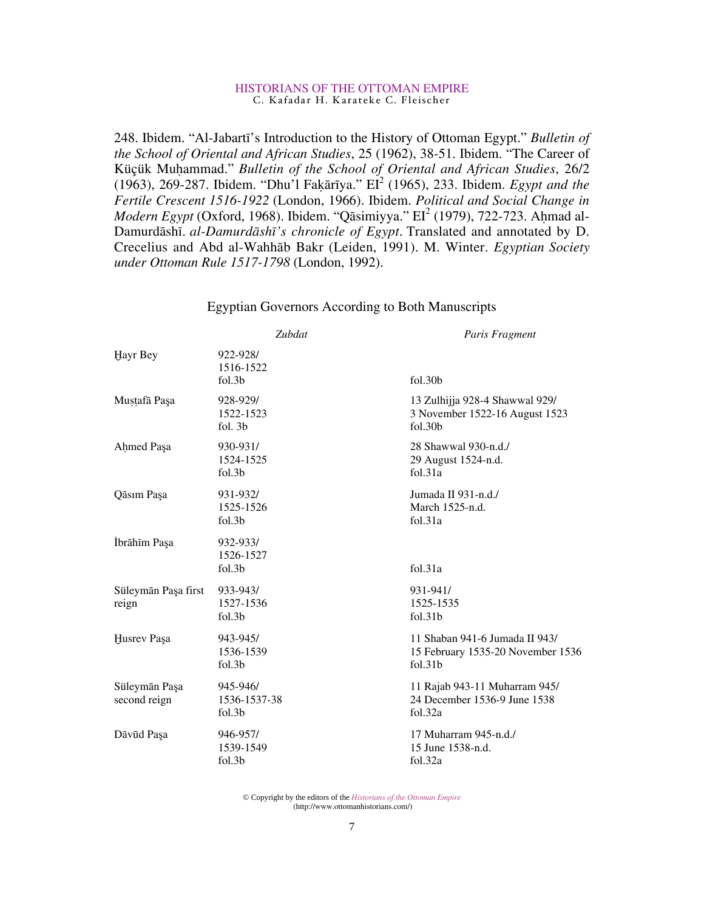248. Ibidem. “Al-Jabartī’s Introduction to the History of Ottoman Egypt.” *Bulletin of the School of Oriental and African Studies*, 25 (1962), 38-51. Ibidem. “The Career of Küçük Muḥammad.” *Bulletin of the School of Oriental and African Studies*, 26/2 (1963), 269-287. Ibidem. “Dhu’l Faḳārīya.” EI[2] (1965), 233. Ibidem. *Egypt and the Fertile Crescent 1516-1922* (London, 1966). Ibidem. *Political and Social Change in Modern Egypt* (Oxford, 1968). Ibidem. “Qāsimiyya.” EI[2] (1979), 722-723. Aḥmad al-Damurdāshī. *al-Damurdāshī’s chronicle of Egypt*. Translated and annotated by D. Crecelius and Abd al-Wahhāb Bakr (Leiden, 1991). M. Winter. *Egyptian Society under Ottoman Rule 1517-1798* (London, 1992).

## Egyptian Governors According to Both Manuscripts

| | *Zubdat* | *Paris Fragment* |
|---|---|---|
| Ḫayr Bey | 922-928/ 1516-1522 fol.3b | fol.30b |
| Muṣṭafā Paşa | 928-929/ 1522-1523 fol. 3b | 13 Zulhijja 928-4 Shawwal 929/ 3 November 1522-16 August 1523 fol.30b |
| Aḥmed Paşa | 930-931/ 1524-1525 fol.3b | 28 Shawwal 930-n.d./ 29 August 1524-n.d. fol.31a |
| Qāsım Paşa | 931-932/ 1525-1526 fol.3b | Jumada II 931-n.d./ March 1525-n.d. fol.31a |
| İbrāhīm Paşa | 932-933/ 1526-1527 fol.3b | fol.31a |
| Süleymān Paşa first reign | 933-943/ 1527-1536 fol.3b | 931-941/ 1525-1535 fol.31b |
| Ḫusrev Paşa | 943-945/ 1536-1539 fol.3b | 11 Shaban 941-6 Jumada II 943/ 15 February 1535-20 November 1536 fol.31b |
| Süleymān Paşa second reign | 945-946/ 1536-1537-38 fol.3b | 11 Rajab 943-11 Muharram 945/ 24 December 1536-9 June 1538 fol.32a |
| Dāvūd Paşa | 946-957/ 1539-1549 fol.3b | 17 Muharram 945-n.d./ 15 June 1538-n.d. fol.32a |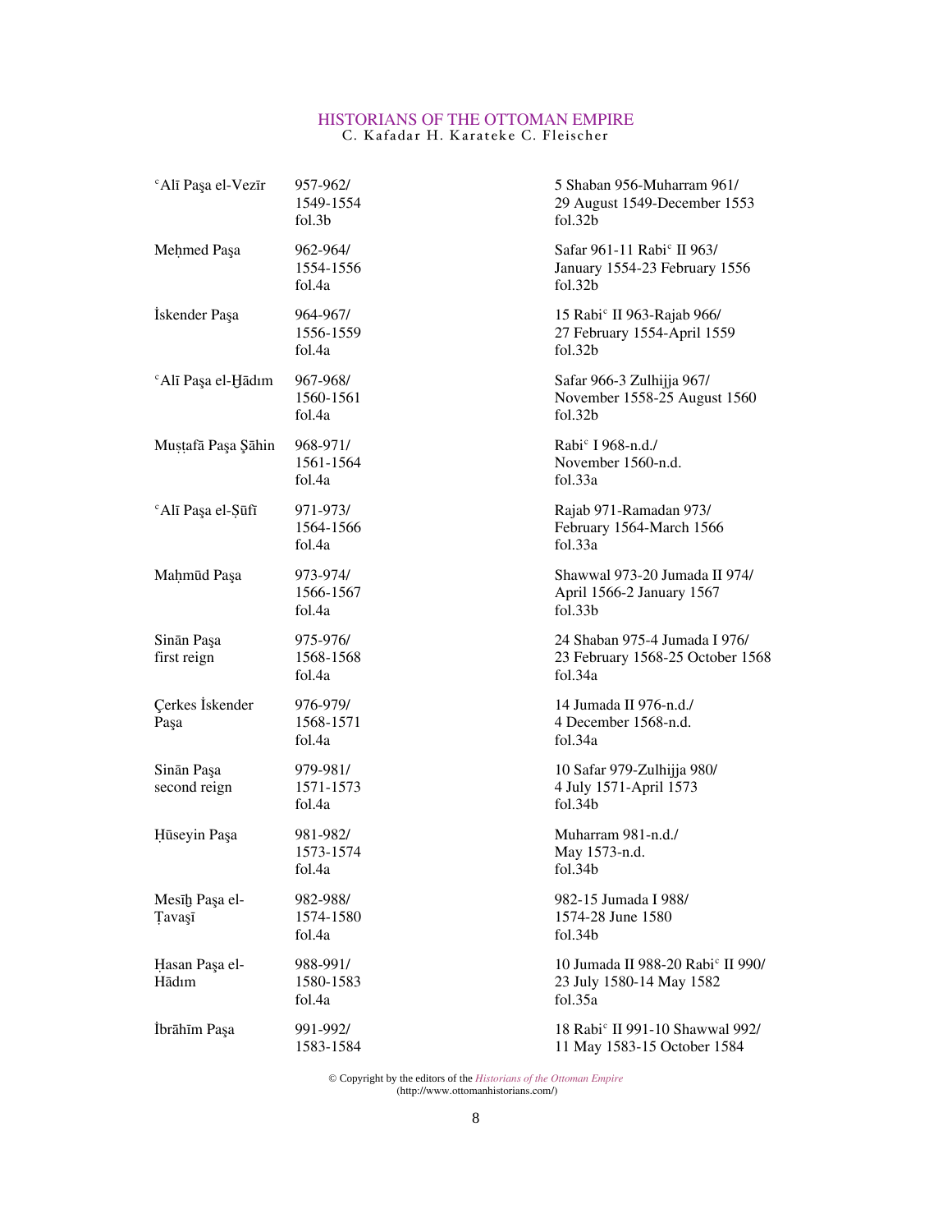| | | |
|---|---|---|
| ᶜAlī Paşa el-Vezīr | 957-962/<br>1549-1554<br>fol.3b | 5 Shaban 956-Muharram 961/<br>29 August 1549-December 1553<br>fol.32b |
| Meḥmed Paşa | 962-964/<br>1554-1556<br>fol.4a | Safar 961-11 Rabiᶜ II 963/<br>January 1554-23 February 1556<br>fol.32b |
| İskender Paşa | 964-967/<br>1556-1559<br>fol.4a | 15 Rabiᶜ II 963-Rajab 966/<br>27 February 1554-April 1559<br>fol.32b |
| ᶜAlī Paşa el-Ḫādım | 967-968/<br>1560-1561<br>fol.4a | Safar 966-3 Zulhijja 967/<br>November 1558-25 August 1560<br>fol.32b |
| Muṣṭafā Paşa Şāhin | 968-971/<br>1561-1564<br>fol.4a | Rabiᶜ I 968-n.d./<br>November 1560-n.d.<br>fol.33a |
| ᶜAlī Paşa el-Ṣūfī | 971-973/<br>1564-1566<br>fol.4a | Rajab 971-Ramadan 973/<br>February 1564-March 1566<br>fol.33a |
| Maḥmūd Paşa | 973-974/<br>1566-1567<br>fol.4a | Shawwal 973-20 Jumada II 974/<br>April 1566-2 January 1567<br>fol.33b |
| Sinān Paşa<br>first reign | 975-976/<br>1568-1568<br>fol.4a | 24 Shaban 975-4 Jumada I 976/<br>23 February 1568-25 October 1568<br>fol.34a |
| Çerkes İskender<br>Paşa | 976-979/<br>1568-1571<br>fol.4a | 14 Jumada II 976-n.d./<br>4 December 1568-n.d.<br>fol.34a |
| Sinān Paşa<br>second reign | 979-981/<br>1571-1573<br>fol.4a | 10 Safar 979-Zulhijja 980/<br>4 July 1571-April 1573<br>fol.34b |
| Ḥūseyin Paşa | 981-982/<br>1573-1574<br>fol.4a | Muharram 981-n.d./<br>May 1573-n.d.<br>fol.34b |
| Mesīḥ Paşa el-<br>Ṭavaşī | 982-988/<br>1574-1580<br>fol.4a | 982-15 Jumada I 988/<br>1574-28 June 1580<br>fol.34b |
| Ḥasan Paşa el-<br>Hādım | 988-991/<br>1580-1583<br>fol.4a | 10 Jumada II 988-20 Rabiᶜ II 990/<br>23 July 1580-14 May 1582<br>fol.35a |
| İbrāhīm Paşa | 991-992/<br>1583-1584 | 18 Rabiᶜ II 991-10 Shawwal 992/<br>11 May 1583-15 October 1584 |

© Copyright by the editors of the *Historians of the Ottoman Empire*
(http://www.ottomanhistorians.com/)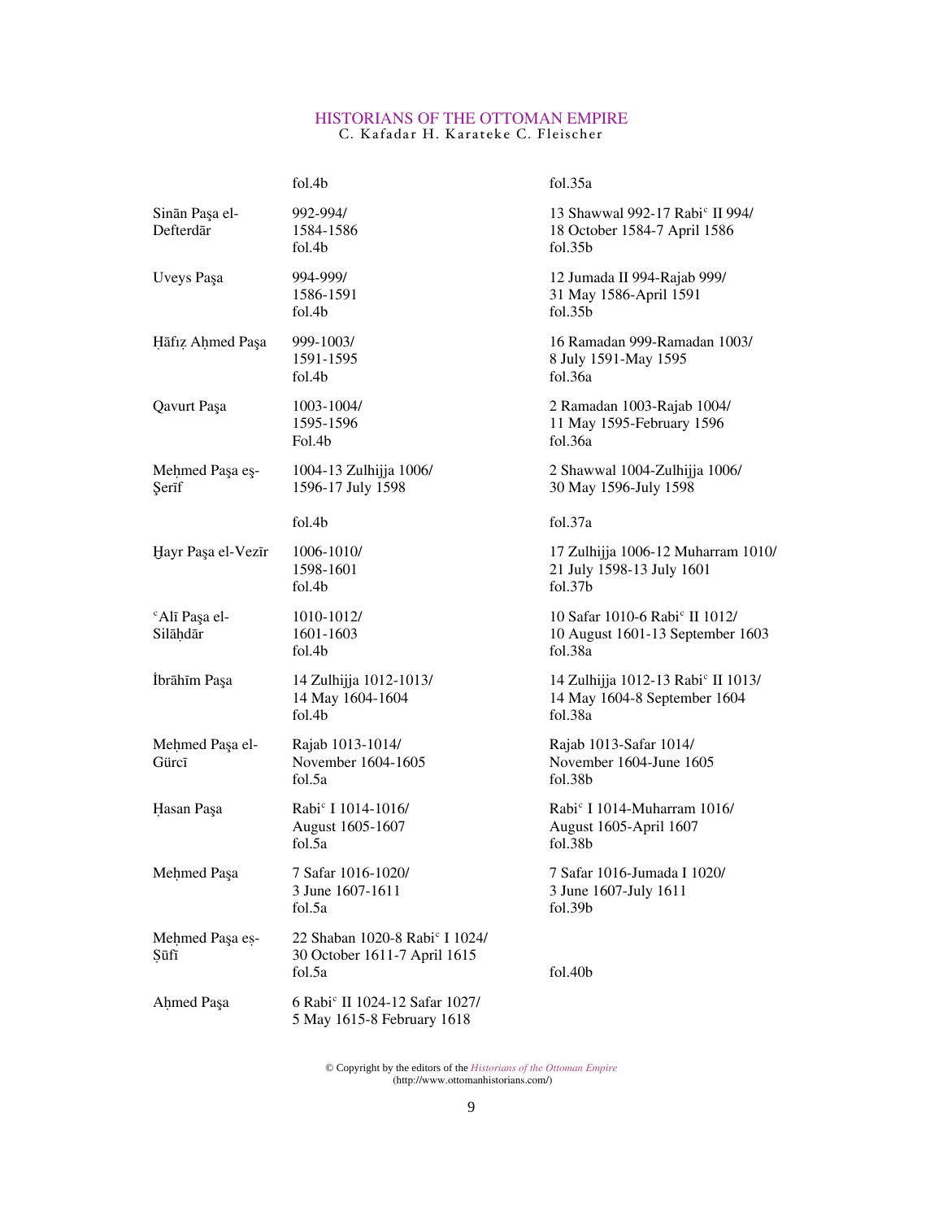| | fol.4b | fol.35a |
|---|---|---|
| Sinān Paşa el-Defterdār | 992-994/ 1584-1586 fol.4b | 13 Shawwal 992-17 Rabiᶜ II 994/ 18 October 1584-7 April 1586 fol.35b |
| Uveys Paşa | 994-999/ 1586-1591 fol.4b | 12 Jumada II 994-Rajab 999/ 31 May 1586-April 1591 fol.35b |
| Ḥāfıẓ Aḥmed Paşa | 999-1003/ 1591-1595 fol.4b | 16 Ramadan 999-Ramadan 1003/ 8 July 1591-May 1595 fol.36a |
| Qavurt Paşa | 1003-1004/ 1595-1596 Fol.4b | 2 Ramadan 1003-Rajab 1004/ 11 May 1595-February 1596 fol.36a |
| Meḥmed Paşa eş-Şerīf | 1004-13 Zulhijja 1006/ 1596-17 July 1598 fol.4b | 2 Shawwal 1004-Zulhijja 1006/ 30 May 1596-July 1598 fol.37a |
| Ḫayr Paşa el-Vezīr | 1006-1010/ 1598-1601 fol.4b | 17 Zulhijja 1006-12 Muharram 1010/ 21 July 1598-13 July 1601 fol.37b |
| ᶜAlī Paşa el-Silāḥdār | 1010-1012/ 1601-1603 fol.4b | 10 Safar 1010-6 Rabiᶜ II 1012/ 10 August 1601-13 September 1603 fol.38a |
| İbrāhīm Paşa | 14 Zulhijja 1012-1013/ 14 May 1604-1604 fol.4b | 14 Zulhijja 1012-13 Rabiᶜ II 1013/ 14 May 1604-8 September 1604 fol.38a |
| Meḥmed Paşa el-Gürcī | Rajab 1013-1014/ November 1604-1605 fol.5a | Rajab 1013-Safar 1014/ November 1604-June 1605 fol.38b |
| Ḥasan Paşa | Rabiᶜ I 1014-1016/ August 1605-1607 fol.5a | Rabiᶜ I 1014-Muharram 1016/ August 1605-April 1607 fol.38b |
| Meḥmed Paşa | 7 Safar 1016-1020/ 3 June 1607-1611 fol.5a | 7 Safar 1016-Jumada I 1020/ 3 June 1607-July 1611 fol.39b |
| Meḥmed Paşa eṣ-Ṣūfī | 22 Shaban 1020-8 Rabiᶜ I 1024/ 30 October 1611-7 April 1615 fol.5a | fol.40b |
| Aḥmed Paşa | 6 Rabiᶜ II 1024-12 Safar 1027/ 5 May 1615-8 February 1618 | |

© Copyright by the editors of the *Historians of the Ottoman Empire* (http://www.ottomanhistorians.com/)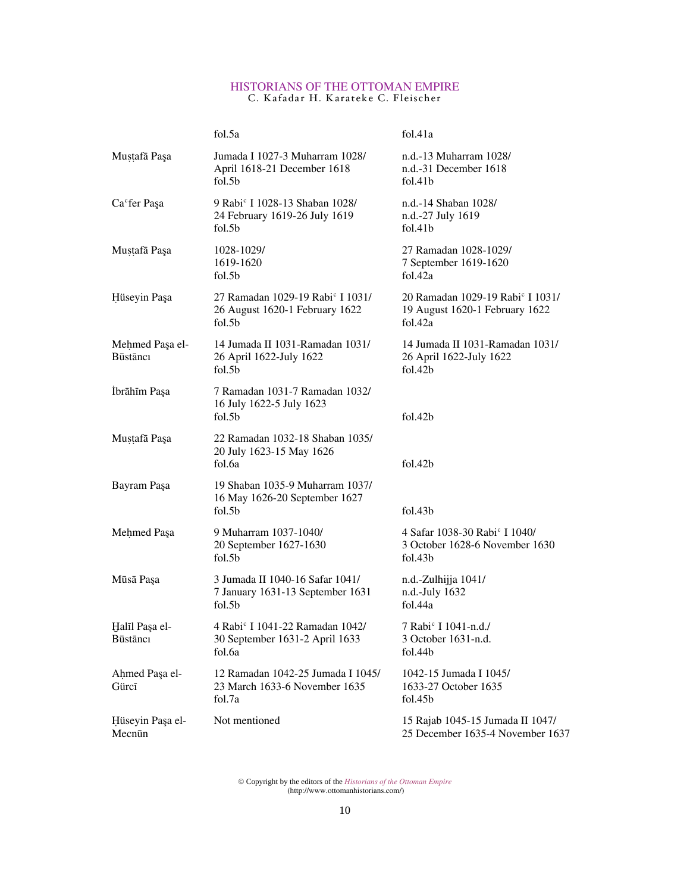| | fol.5a | fol.41a |
|---|---|---|
| Muṣṭafā Paşa | Jumada I 1027-3 Muharram 1028/ April 1618-21 December 1618 fol.5b | n.d.-13 Muharram 1028/ n.d.-31 December 1618 fol.41b |
| Caᶜfer Paşa | 9 Rabiᶜ I 1028-13 Shaban 1028/ 24 February 1619-26 July 1619 fol.5b | n.d.-14 Shaban 1028/ n.d.-27 July 1619 fol.41b |
| Muṣṭafā Paşa | 1028-1029/ 1619-1620 fol.5b | 27 Ramadan 1028-1029/ 7 September 1619-1620 fol.42a |
| Ḥüseyin Paşa | 27 Ramadan 1029-19 Rabiᶜ I 1031/ 26 August 1620-1 February 1622 fol.5b | 20 Ramadan 1029-19 Rabiᶜ I 1031/ 19 August 1620-1 February 1622 fol.42a |
| Meḥmed Paşa el-Būstāncı | 14 Jumada II 1031-Ramadan 1031/ 26 April 1622-July 1622 fol.5b | 14 Jumada II 1031-Ramadan 1031/ 26 April 1622-July 1622 fol.42b |
| İbrāhīm Paşa | 7 Ramadan 1031-7 Ramadan 1032/ 16 July 1622-5 July 1623 fol.5b | fol.42b |
| Muṣṭafā Paşa | 22 Ramadan 1032-18 Shaban 1035/ 20 July 1623-15 May 1626 fol.6a | fol.42b |
| Bayram Paşa | 19 Shaban 1035-9 Muharram 1037/ 16 May 1626-20 September 1627 fol.5b | fol.43b |
| Meḥmed Paşa | 9 Muharram 1037-1040/ 20 September 1627-1630 fol.5b | 4 Safar 1038-30 Rabiᶜ I 1040/ 3 October 1628-6 November 1630 fol.43b |
| Mūsā Paşa | 3 Jumada II 1040-16 Safar 1041/ 7 January 1631-13 September 1631 fol.5b | n.d.-Zulhijja 1041/ n.d.-July 1632 fol.44a |
| Ḫalīl Paşa el-Būstāncı | 4 Rabiᶜ I 1041-22 Ramadan 1042/ 30 September 1631-2 April 1633 fol.6a | 7 Rabiᶜ I 1041-n.d./ 3 October 1631-n.d. fol.44b |
| Aḥmed Paşa el-Gürcī | 12 Ramadan 1042-25 Jumada I 1045/ 23 March 1633-6 November 1635 fol.7a | 1042-15 Jumada I 1045/ 1633-27 October 1635 fol.45b |
| Ḥüseyin Paşa el-Mecnūn | Not mentioned | 15 Rajab 1045-15 Jumada II 1047/ 25 December 1635-4 November 1637 |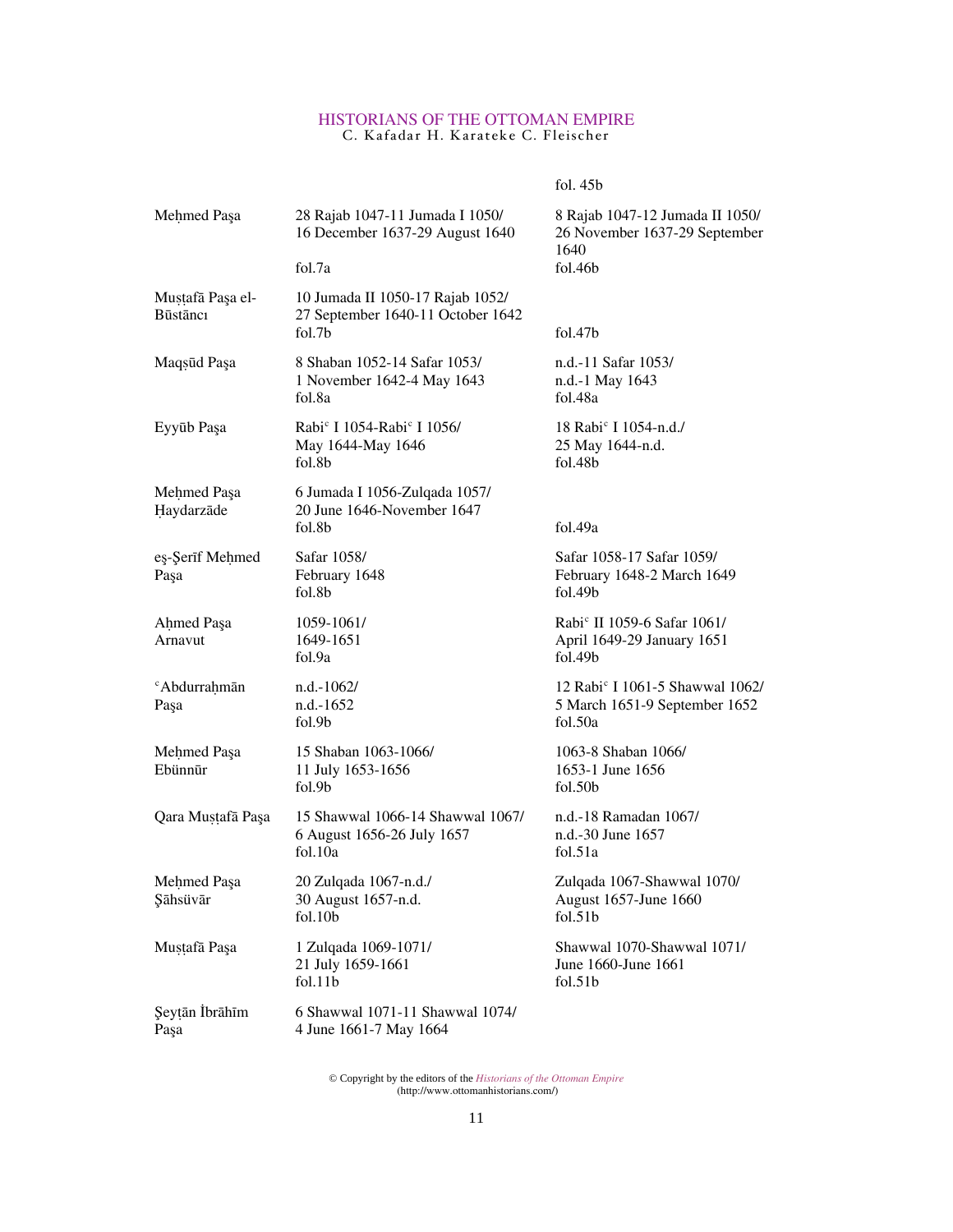| | | fol. 45b |
|---|---|---|
| Meḥmed Paşa | 28 Rajab 1047-11 Jumada I 1050/ 16 December 1637-29 August 1640 fol.7a | 8 Rajab 1047-12 Jumada II 1050/ 26 November 1637-29 September 1640 fol.46b |
| Muṣṭafā Paşa el-Būstāncı | 10 Jumada II 1050-17 Rajab 1052/ 27 September 1640-11 October 1642 fol.7b | fol.47b |
| Maqṣūd Paşa | 8 Shaban 1052-14 Safar 1053/ 1 November 1642-4 May 1643 fol.8a | n.d.-11 Safar 1053/ n.d.-1 May 1643 fol.48a |
| Eyyūb Paşa | Rabiᶜ I 1054-Rabiᶜ I 1056/ May 1644-May 1646 fol.8b | 18 Rabiᶜ I 1054-n.d./ 25 May 1644-n.d. fol.48b |
| Meḥmed Paşa Ḥaydarzāde | 6 Jumada I 1056-Zulqada 1057/ 20 June 1646-November 1647 fol.8b | fol.49a |
| eş-Şerīf Meḥmed Paşa | Safar 1058/ February 1648 fol.8b | Safar 1058-17 Safar 1059/ February 1648-2 March 1649 fol.49b |
| Aḥmed Paşa Arnavut | 1059-1061/ 1649-1651 fol.9a | Rabiᶜ II 1059-6 Safar 1061/ April 1649-29 January 1651 fol.49b |
| ᶜAbdurraḥmān Paşa | n.d.-1062/ n.d.-1652 fol.9b | 12 Rabiᶜ I 1061-5 Shawwal 1062/ 5 March 1651-9 September 1652 fol.50a |
| Meḥmed Paşa Ebünnūr | 15 Shaban 1063-1066/ 11 July 1653-1656 fol.9b | 1063-8 Shaban 1066/ 1653-1 June 1656 fol.50b |
| Qara Muṣṭafā Paşa | 15 Shawwal 1066-14 Shawwal 1067/ 6 August 1656-26 July 1657 fol.10a | n.d.-18 Ramadan 1067/ n.d.-30 June 1657 fol.51a |
| Meḥmed Paşa Şāhsüvār | 20 Zulqada 1067-n.d./ 30 August 1657-n.d. fol.10b | Zulqada 1067-Shawwal 1070/ August 1657-June 1660 fol.51b |
| Muṣṭafā Paşa | 1 Zulqada 1069-1071/ 21 July 1659-1661 fol.11b | Shawwal 1070-Shawwal 1071/ June 1660-June 1661 fol.51b |
| Şeyṭān İbrāhīm Paşa | 6 Shawwal 1071-11 Shawwal 1074/ 4 June 1661-7 May 1664 | |

© Copyright by the editors of the *Historians of the Ottoman Empire* (http://www.ottomanhistorians.com/)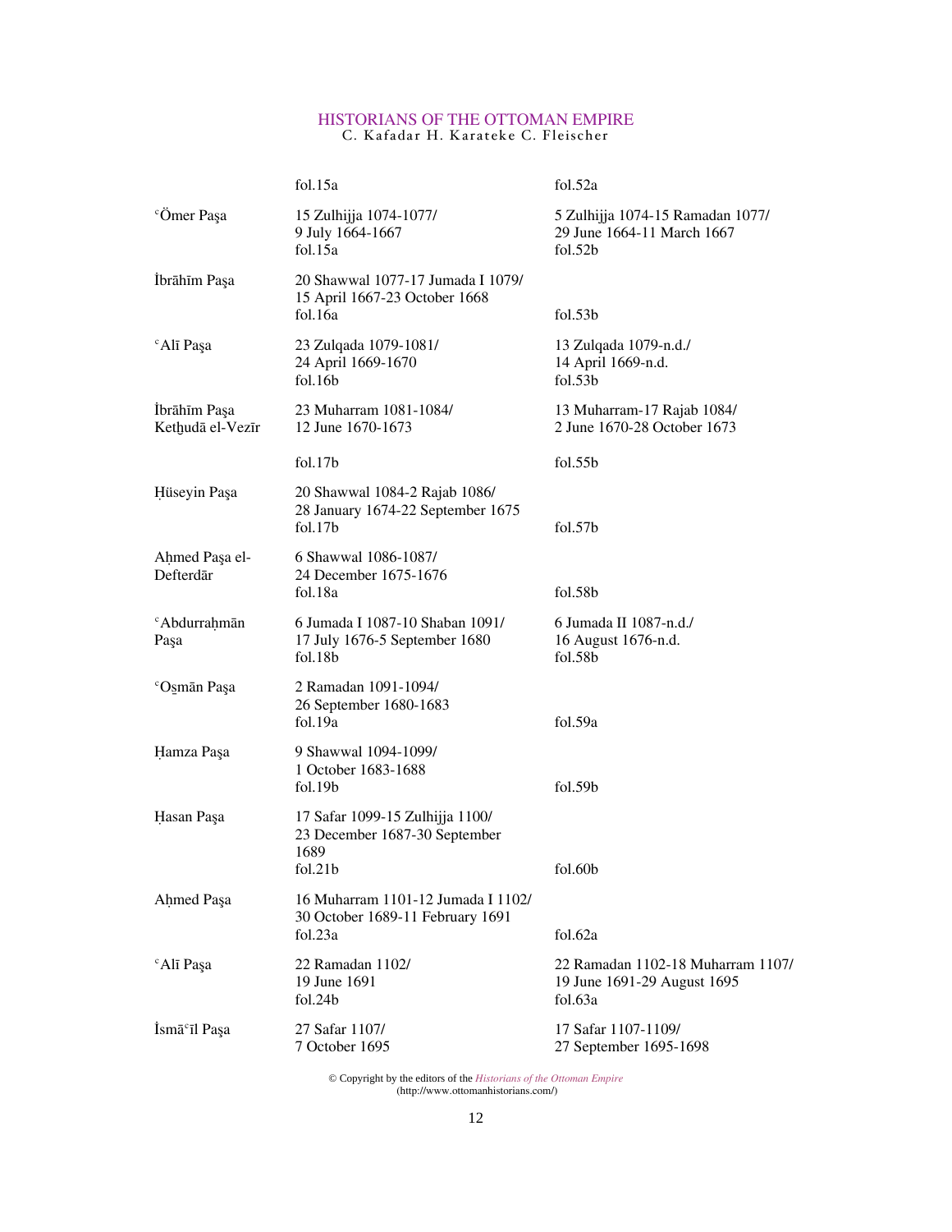| | | |
|---|---|---|
| | fol.15a | fol.52a |
| ᶜÖmer Paşa | 15 Zulhijja 1074-1077/ 9 July 1664-1667 fol.15a | 5 Zulhijja 1074-15 Ramadan 1077/ 29 June 1664-11 March 1667 fol.52b |
| İbrāhīm Paşa | 20 Shawwal 1077-17 Jumada I 1079/ 15 April 1667-23 October 1668 fol.16a | fol.53b |
| ᶜAlī Paşa | 23 Zulqada 1079-1081/ 24 April 1669-1670 fol.16b | 13 Zulqada 1079-n.d./ 14 April 1669-n.d. fol.53b |
| İbrāhīm Paşa Ketḫudā el-Vezīr | 23 Muharram 1081-1084/ 12 June 1670-1673 fol.17b | 13 Muharram-17 Rajab 1084/ 2 June 1670-28 October 1673 fol.55b |
| Ḥüseyin Paşa | 20 Shawwal 1084-2 Rajab 1086/ 28 January 1674-22 September 1675 fol.17b | fol.57b |
| Aḥmed Paşa el-Defterdār | 6 Shawwal 1086-1087/ 24 December 1675-1676 fol.18a | fol.58b |
| ᶜAbdurraḥmān Paşa | 6 Jumada I 1087-10 Shaban 1091/ 17 July 1676-5 September 1680 fol.18b | 6 Jumada II 1087-n.d./ 16 August 1676-n.d. fol.58b |
| ᶜOs̱mān Paşa | 2 Ramadan 1091-1094/ 26 September 1680-1683 fol.19a | fol.59a |
| Ḥamza Paşa | 9 Shawwal 1094-1099/ 1 October 1683-1688 fol.19b | fol.59b |
| Ḥasan Paşa | 17 Safar 1099-15 Zulhijja 1100/ 23 December 1687-30 September 1689 fol.21b | fol.60b |
| Aḥmed Paşa | 16 Muharram 1101-12 Jumada I 1102/ 30 October 1689-11 February 1691 fol.23a | fol.62a |
| ᶜAlī Paşa | 22 Ramadan 1102/ 19 June 1691 fol.24b | 22 Ramadan 1102-18 Muharram 1107/ 19 June 1691-29 August 1695 fol.63a |
| İsmāᶜīl Paşa | 27 Safar 1107/ 7 October 1695 | 17 Safar 1107-1109/ 27 September 1695-1698 |

© Copyright by the editors of the *Historians of the Ottoman Empire* (http://www.ottomanhistorians.com/)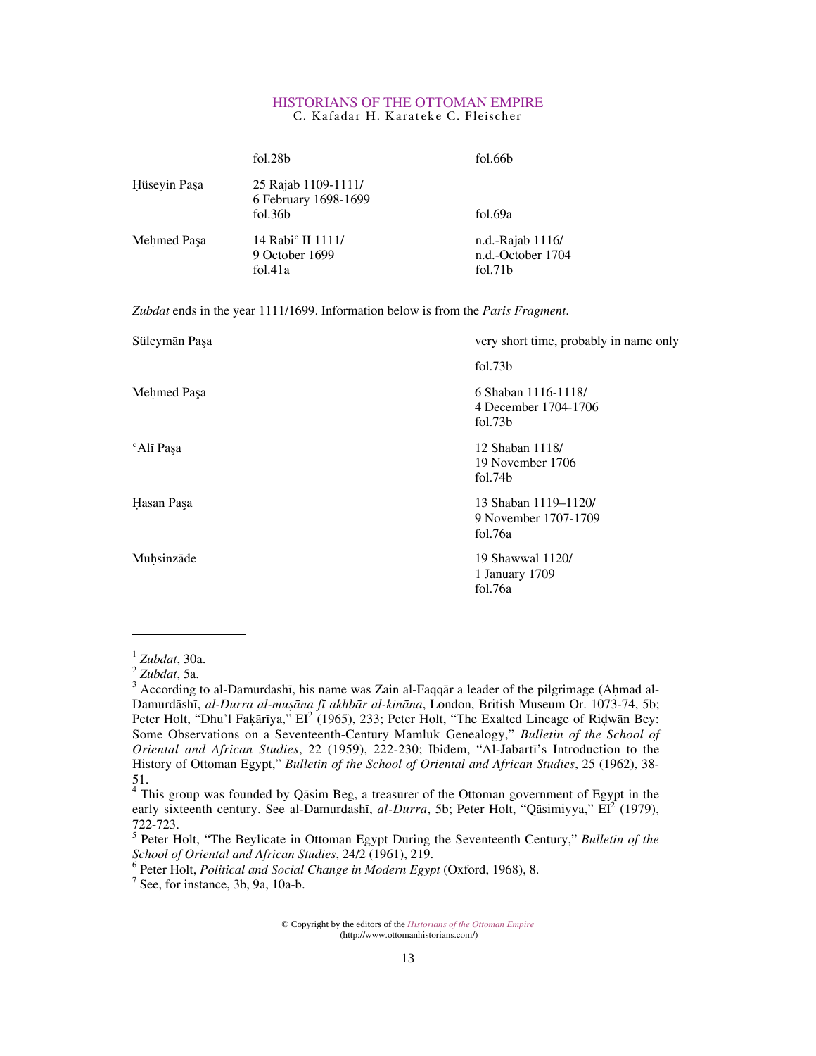| | | |
|---|---|---|
| | fol.28b | fol.66b |
| Ḥüseyin Paşa | 25 Rajab 1109-1111/<br>6 February 1698-1699<br>fol.36b | fol.69a |
| Meḥmed Paşa | 14 Rabiᶜ II 1111/<br>9 October 1699<br>fol.41a | n.d.-Rajab 1116/<br>n.d.-October 1704<br>fol.71b |

*Zubdat* ends in the year 1111/1699. Information below is from the *Paris Fragment*.

| | |
|---|---|
| Süleymān Paşa | very short time, probably in name only<br><br>fol.73b |
| Meḥmed Paşa | 6 Shaban 1116-1118/<br>4 December 1704-1706<br>fol.73b |
| ᶜAlī Paşa | 12 Shaban 1118/<br>19 November 1706<br>fol.74b |
| Ḥasan Paşa | 13 Shaban 1119–1120/<br>9 November 1707-1709<br>fol.76a |
| Muḥsinzāde | 19 Shawwal 1120/<br>1 January 1709<br>fol.76a |

---

[1] *Zubdat*, 30a.

[2] *Zubdat*, 5a.

[3] According to al-Damurdashī, his name was Zain al-Faqqār a leader of the pilgrimage (Aḥmad al-Damurdāshī, *al-Durra al-muṣāna fī akhbār al-kināna*, London, British Museum Or. 1073-74, 5b; Peter Holt, "Dhu'l Faḳārīya," EI[2] (1965), 233; Peter Holt, "The Exalted Lineage of Riḍwān Bey: Some Observations on a Seventeenth-Century Mamluk Genealogy," *Bulletin of the School of Oriental and African Studies*, 22 (1959), 222-230; Ibidem, "Al-Jabartī's Introduction to the History of Ottoman Egypt," *Bulletin of the School of Oriental and African Studies*, 25 (1962), 38-51.

[4] This group was founded by Qāsim Beg, a treasurer of the Ottoman government of Egypt in the early sixteenth century. See al-Damurdashī, *al-Durra*, 5b; Peter Holt, "Qāsimiyya," EI[2] (1979), 722-723.

[5] Peter Holt, "The Beylicate in Ottoman Egypt During the Seventeenth Century," *Bulletin of the School of Oriental and African Studies*, 24/2 (1961), 219.

[6] Peter Holt, *Political and Social Change in Modern Egypt* (Oxford, 1968), 8.

[7] See, for instance, 3b, 9a, 10a-b.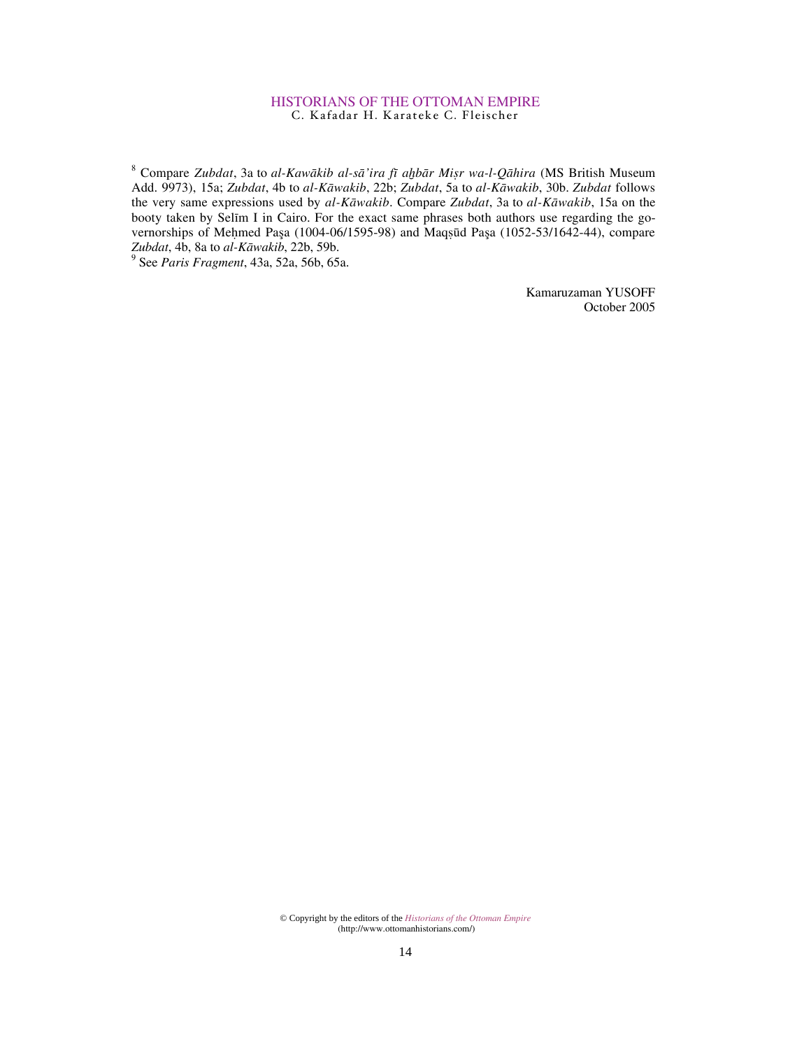[8] Compare *Zubdat*, 3a to *al-Kawākib al-sā'ira fī aḫbār Miṣr wa-l-Qāhira* (MS British Museum Add. 9973), 15a; *Zubdat*, 4b to *al-Kāwakib*, 22b; *Zubdat*, 5a to *al-Kāwakib*, 30b. *Zubdat* follows the very same expressions used by *al-Kāwakib*. Compare *Zubdat*, 3a to *al-Kāwakib*, 15a on the booty taken by Selīm I in Cairo. For the exact same phrases both authors use regarding the governorships of Meḥmed Paşa (1004-06/1595-98) and Maqṣūd Paşa (1052-53/1642-44), compare *Zubdat*, 4b, 8a to *al-Kāwakib*, 22b, 59b.

[9] See *Paris Fragment*, 43a, 52a, 56b, 65a.

Kamaruzaman YUSOFF
October 2005